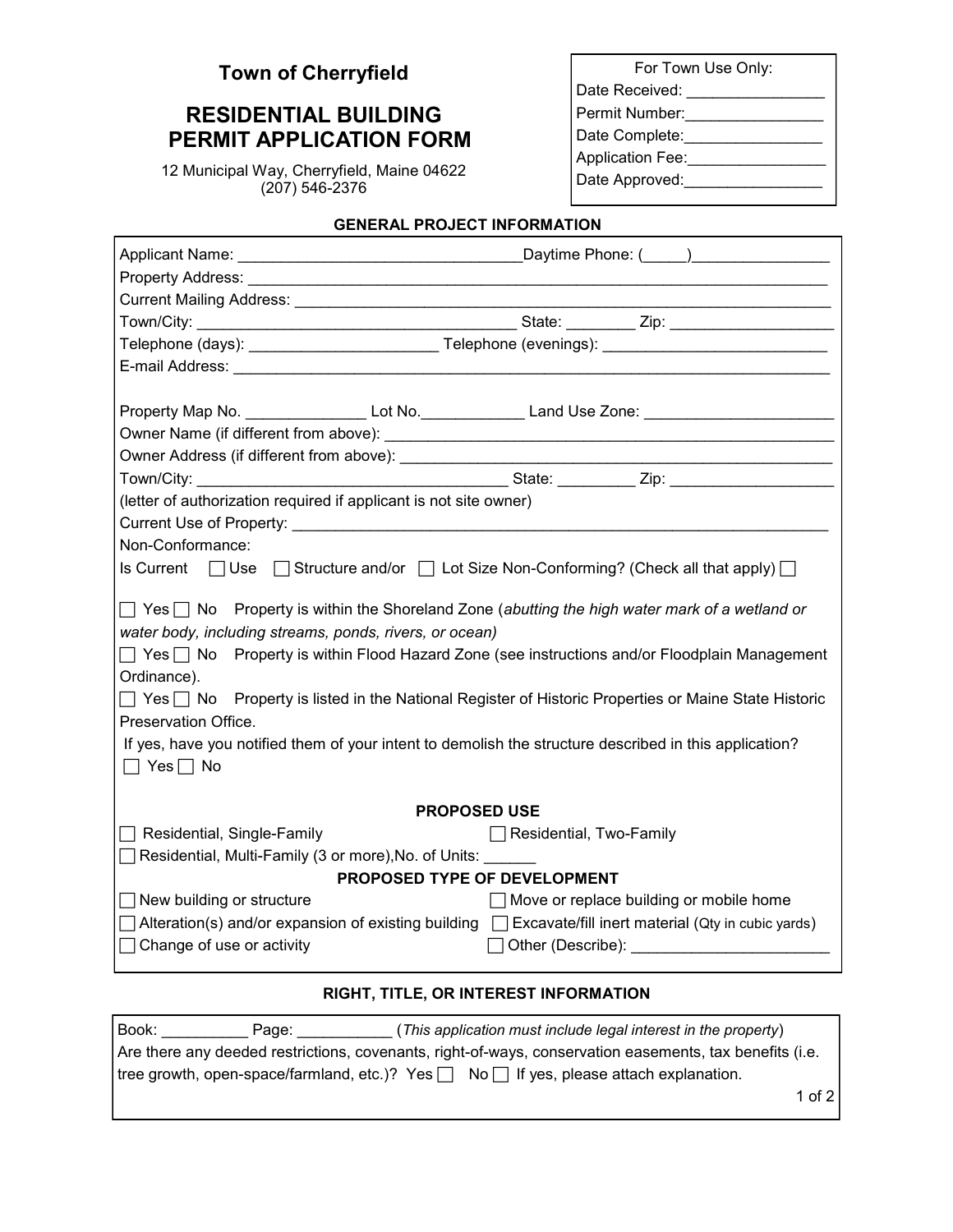**Town of Cherryfield**

# RESIDENTIAL BUILDING PERMIT APPLICATION FORM

12 Municipal Way, Cherryfield, Maine 04622
(207) 546-2376

For Town Use Only:
Date Received: ________________
Permit Number:________________
Date Complete:________________
Application Fee:________________
Date Approved:________________

## GENERAL PROJECT INFORMATION

Applicant Name: ________________________________Daytime Phone: (_____)________________
Property Address: ____________________________________________________________________
Current Mailing Address: _______________________________________________________________
Town/City: ____________________________________ State: ________ Zip: ___________________
Telephone (days): ______________________ Telephone (evenings): __________________________
E-mail Address: _______________________________________________________________________

Property Map No. ______________ Lot No.____________ Land Use Zone: ______________________
Owner Name (if different from above): _____________________________________________________
Owner Address (if different from above): ___________________________________________________
Town/City: ____________________________________ State: _________ Zip: ___________________
(letter of authorization required if applicant is not site owner)
Current Use of Property: _________________________________________________________________
Non-Conformance:
Is Current ☐ Use ☐ Structure and/or ☐ Lot Size Non-Conforming? (Check all that apply) ☐

☐ Yes ☐ No Property is within the Shoreland Zone (*abutting the high water mark of a wetland or water body, including streams, ponds, rivers, or ocean)*
☐ Yes ☐ No Property is within Flood Hazard Zone (see instructions and/or Floodplain Management Ordinance).
☐ Yes ☐ No Property is listed in the National Register of Historic Properties or Maine State Historic Preservation Office.
If yes, have you notified them of your intent to demolish the structure described in this application?
☐ Yes ☐ No

### PROPOSED USE

☐ Residential, Single-Family ☐ Residential, Two-Family
☐ Residential, Multi-Family (3 or more),No. of Units: ______

### PROPOSED TYPE OF DEVELOPMENT

☐ New building or structure ☐ Move or replace building or mobile home
☐ Alteration(s) and/or expansion of existing building ☐ Excavate/fill inert material (Qty in cubic yards)
☐ Change of use or activity ☐ Other (Describe): _______________________

## RIGHT, TITLE, OR INTEREST INFORMATION

Book: __________ Page: ___________ (*This application must include legal interest in the property*)
Are there any deeded restrictions, covenants, right-of-ways, conservation easements, tax benefits (i.e. tree growth, open-space/farmland, etc.)? Yes ☐ No ☐ If yes, please attach explanation.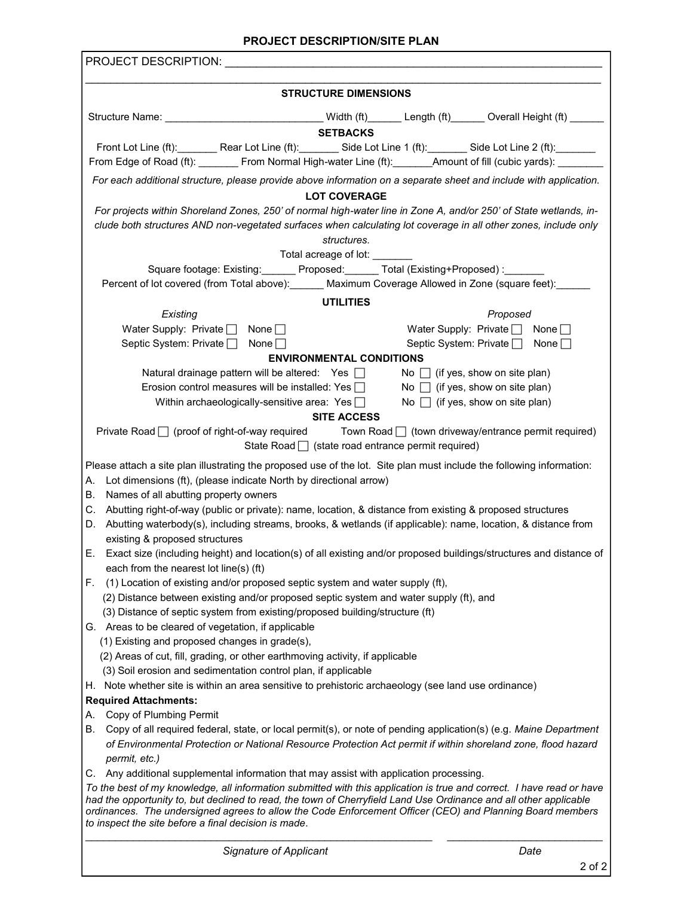# PROJECT DESCRIPTION/SITE PLAN

PROJECT DESCRIPTION: ______________________________________________________________

_________________________________________________________________________________

## STRUCTURE DIMENSIONS

Structure Name: ___________________________ Width (ft)______ Length (ft)______ Overall Height (ft) ______

## SETBACKS

Front Lot Line (ft):_______ Rear Lot Line (ft):_______ Side Lot Line 1 (ft):_______ Side Lot Line 2 (ft):_______

From Edge of Road (ft): _______ From Normal High-water Line (ft):_______ Amount of fill (cubic yards): ________

*For each additional structure, please provide above information on a separate sheet and include with application.*

## LOT COVERAGE

*For projects within Shoreland Zones, 250' of normal high-water line in Zone A, and/or 250' of State wetlands, include both structures AND non-vegetated surfaces when calculating lot coverage in all other zones, include only structures.*

Total acreage of lot: _______

Square footage: Existing:______ Proposed:______ Total (Existing+Proposed) :_______

Percent of lot covered (from Total above):______ Maximum Coverage Allowed in Zone (square feet):______

## UTILITIES

| *Existing* | *Proposed* |
|---|---|
| Water Supply: Private ☐ None ☐ | Water Supply: Private ☐ None ☐ |
| Septic System: Private ☐ None ☐ | Septic System: Private ☐ None ☐ |

## ENVIRONMENTAL CONDITIONS

Natural drainage pattern will be altered: Yes ☐ No ☐ (if yes, show on site plan)

Erosion control measures will be installed: Yes ☐ No ☐ (if yes, show on site plan)

Within archaeologically-sensitive area: Yes ☐ No ☐ (if yes, show on site plan)

## SITE ACCESS

Private Road ☐ (proof of right-of-way required Town Road ☐ (town driveway/entrance permit required)

State Road ☐ (state road entrance permit required)

Please attach a site plan illustrating the proposed use of the lot. Site plan must include the following information:

A. Lot dimensions (ft), (please indicate North by directional arrow)
B. Names of all abutting property owners
C. Abutting right-of-way (public or private): name, location, & distance from existing & proposed structures
D. Abutting waterbody(s), including streams, brooks, & wetlands (if applicable): name, location, & distance from existing & proposed structures
E. Exact size (including height) and location(s) of all existing and/or proposed buildings/structures and distance of each from the nearest lot line(s) (ft)
F. (1) Location of existing and/or proposed septic system and water supply (ft),
   (2) Distance between existing and/or proposed septic system and water supply (ft), and
   (3) Distance of septic system from existing/proposed building/structure (ft)
G. Areas to be cleared of vegetation, if applicable
   (1) Existing and proposed changes in grade(s),
   (2) Areas of cut, fill, grading, or other earthmoving activity, if applicable
   (3) Soil erosion and sedimentation control plan, if applicable
H. Note whether site is within an area sensitive to prehistoric archaeology (see land use ordinance)

**Required Attachments:**

A. Copy of Plumbing Permit
B. Copy of all required federal, state, or local permit(s), or note of pending application(s) (e.g. *Maine Department of Environmental Protection or National Resource Protection Act permit if within shoreland zone, flood hazard permit, etc.)*
C. Any additional supplemental information that may assist with application processing.

*To the best of my knowledge, all information submitted with this application is true and correct. I have read or have had the opportunity to, but declined to read, the town of Cherryfield Land Use Ordinance and all other applicable ordinances. The undersigned agrees to allow the Code Enforcement Officer (CEO) and Planning Board members to inspect the site before a final decision is made.*

_____________________________________________ __________________________

*Signature of Applicant* *Date*